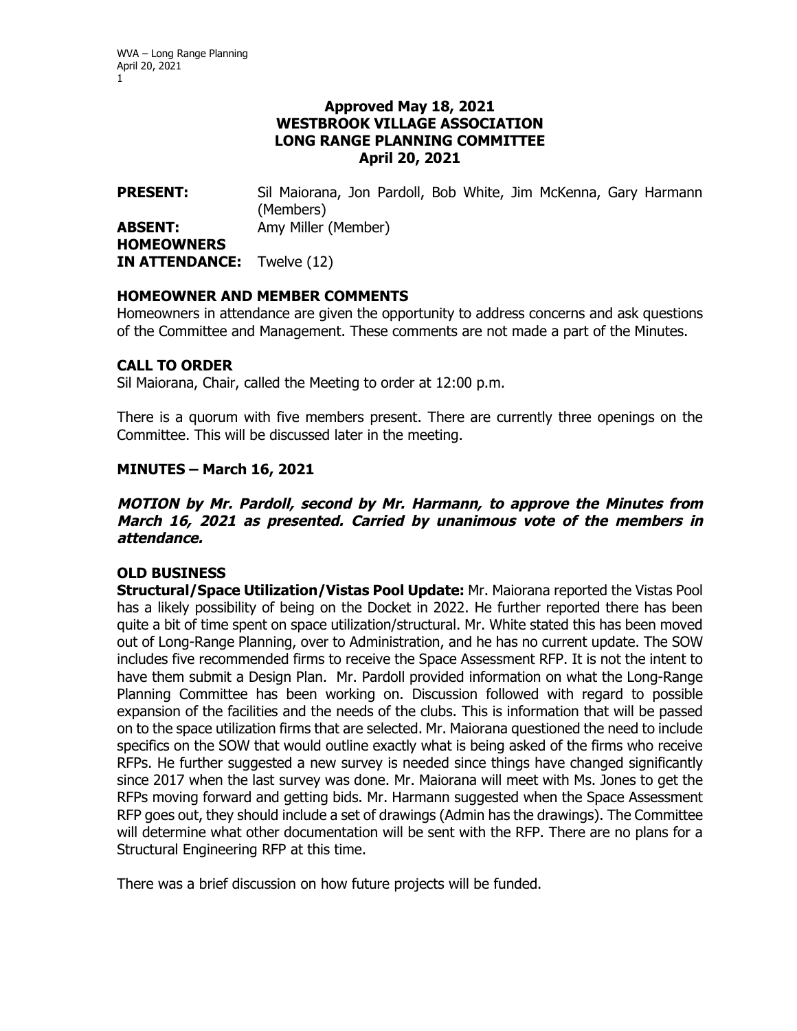**Approved May 18, 2021**
**WESTBROOK VILLAGE ASSOCIATION**
**LONG RANGE PLANNING COMMITTEE**
**April 20, 2021**

**PRESENT:** Sil Maiorana, Jon Pardoll, Bob White, Jim McKenna, Gary Harmann (Members)
**ABSENT:** Amy Miller (Member)
**HOMEOWNERS IN ATTENDANCE:** Twelve (12)

## HOMEOWNER AND MEMBER COMMENTS

Homeowners in attendance are given the opportunity to address concerns and ask questions of the Committee and Management. These comments are not made a part of the Minutes.

## CALL TO ORDER

Sil Maiorana, Chair, called the Meeting to order at 12:00 p.m.

There is a quorum with five members present. There are currently three openings on the Committee. This will be discussed later in the meeting.

## MINUTES – March 16, 2021

***MOTION by Mr. Pardoll, second by Mr. Harmann, to approve the Minutes from March 16, 2021 as presented. Carried by unanimous vote of the members in attendance.***

## OLD BUSINESS

**Structural/Space Utilization/Vistas Pool Update:** Mr. Maiorana reported the Vistas Pool has a likely possibility of being on the Docket in 2022. He further reported there has been quite a bit of time spent on space utilization/structural. Mr. White stated this has been moved out of Long-Range Planning, over to Administration, and he has no current update. The SOW includes five recommended firms to receive the Space Assessment RFP. It is not the intent to have them submit a Design Plan. Mr. Pardoll provided information on what the Long-Range Planning Committee has been working on. Discussion followed with regard to possible expansion of the facilities and the needs of the clubs. This is information that will be passed on to the space utilization firms that are selected. Mr. Maiorana questioned the need to include specifics on the SOW that would outline exactly what is being asked of the firms who receive RFPs. He further suggested a new survey is needed since things have changed significantly since 2017 when the last survey was done. Mr. Maiorana will meet with Ms. Jones to get the RFPs moving forward and getting bids. Mr. Harmann suggested when the Space Assessment RFP goes out, they should include a set of drawings (Admin has the drawings). The Committee will determine what other documentation will be sent with the RFP. There are no plans for a Structural Engineering RFP at this time.

There was a brief discussion on how future projects will be funded.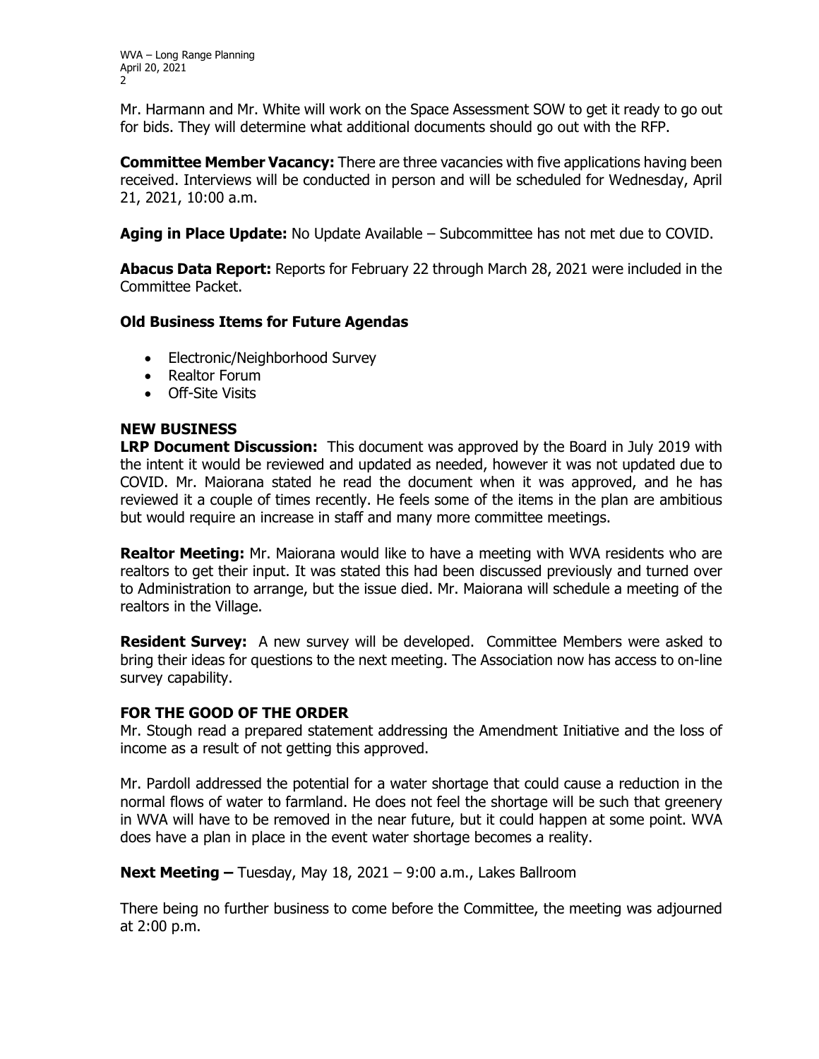Mr. Harmann and Mr. White will work on the Space Assessment SOW to get it ready to go out for bids. They will determine what additional documents should go out with the RFP.

**Committee Member Vacancy:** There are three vacancies with five applications having been received. Interviews will be conducted in person and will be scheduled for Wednesday, April 21, 2021, 10:00 a.m.

**Aging in Place Update:** No Update Available – Subcommittee has not met due to COVID.

**Abacus Data Report:** Reports for February 22 through March 28, 2021 were included in the Committee Packet.

**Old Business Items for Future Agendas**

- Electronic/Neighborhood Survey
- Realtor Forum
- Off-Site Visits

**NEW BUSINESS**

**LRP Document Discussion:** This document was approved by the Board in July 2019 with the intent it would be reviewed and updated as needed, however it was not updated due to COVID. Mr. Maiorana stated he read the document when it was approved, and he has reviewed it a couple of times recently. He feels some of the items in the plan are ambitious but would require an increase in staff and many more committee meetings.

**Realtor Meeting:** Mr. Maiorana would like to have a meeting with WVA residents who are realtors to get their input. It was stated this had been discussed previously and turned over to Administration to arrange, but the issue died. Mr. Maiorana will schedule a meeting of the realtors in the Village.

**Resident Survey:** A new survey will be developed. Committee Members were asked to bring their ideas for questions to the next meeting. The Association now has access to on-line survey capability.

**FOR THE GOOD OF THE ORDER**

Mr. Stough read a prepared statement addressing the Amendment Initiative and the loss of income as a result of not getting this approved.

Mr. Pardoll addressed the potential for a water shortage that could cause a reduction in the normal flows of water to farmland. He does not feel the shortage will be such that greenery in WVA will have to be removed in the near future, but it could happen at some point. WVA does have a plan in place in the event water shortage becomes a reality.

**Next Meeting –** Tuesday, May 18, 2021 – 9:00 a.m., Lakes Ballroom

There being no further business to come before the Committee, the meeting was adjourned at 2:00 p.m.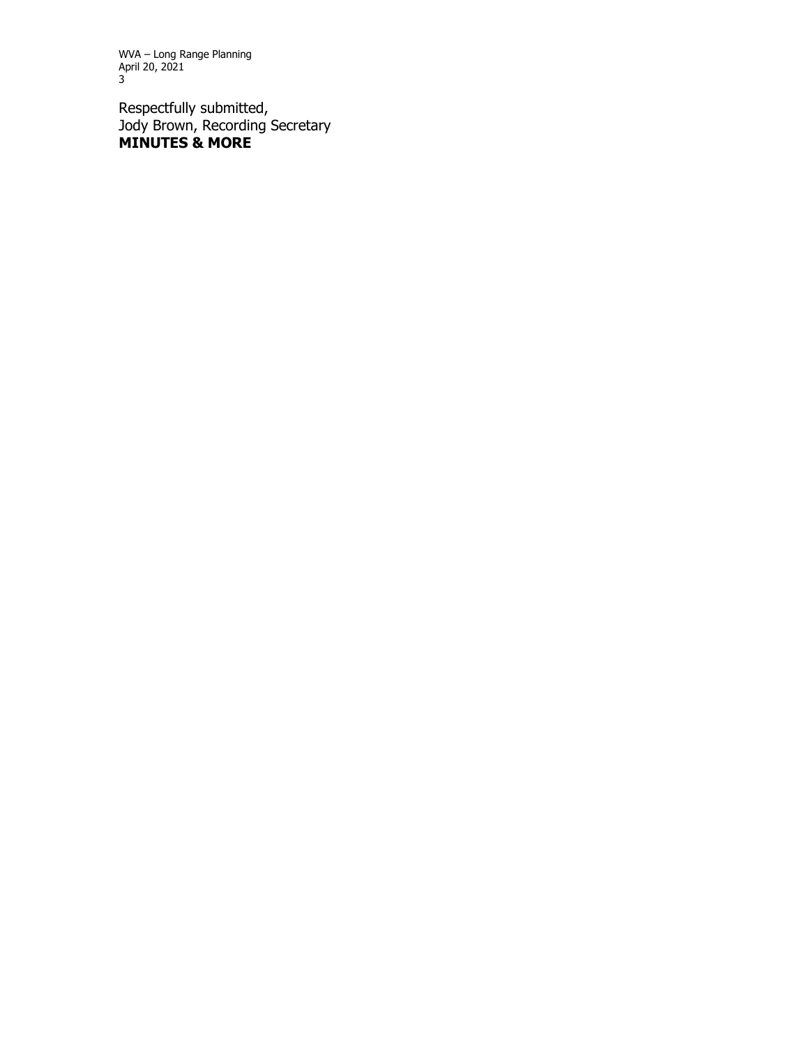Respectfully submitted,
Jody Brown, Recording Secretary
**MINUTES & MORE**